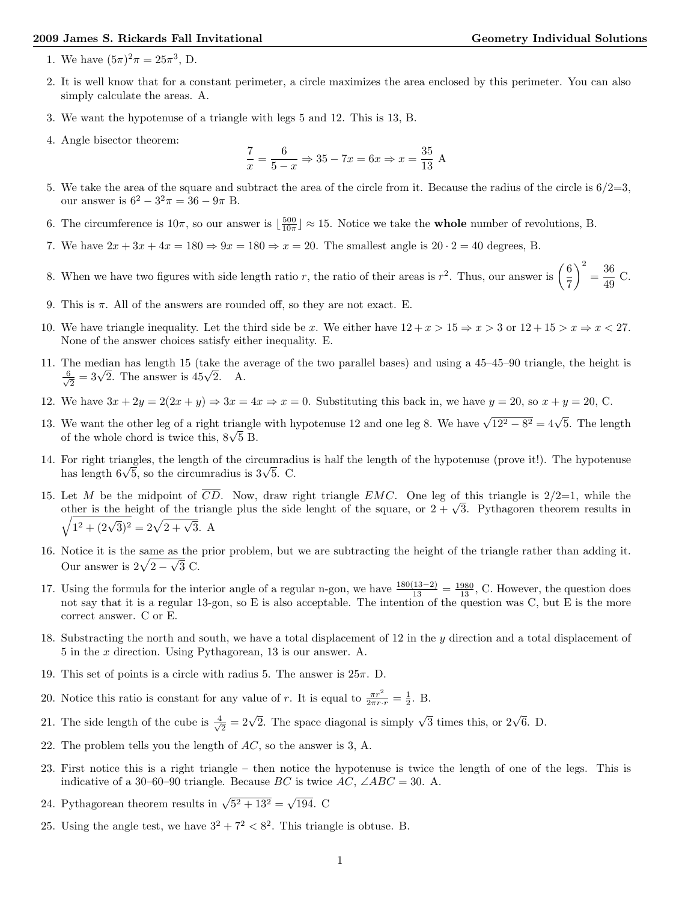# 2009 James S. Rickards Fall Invitational — Geometry Individual Solutions

1. We have $(5\pi)^2\pi = 25\pi^3$, D.

2. It is well know that for a constant perimeter, a circle maximizes the area enclosed by this perimeter. You can also simply calculate the areas. A.

3. We want the hypotenuse of a triangle with legs 5 and 12. This is 13, B.

4. Angle bisector theorem:
$$\frac{7}{x} = \frac{6}{5-x} \Rightarrow 35 - 7x = 6x \Rightarrow x = \frac{35}{13} \text{ A}$$

5. We take the area of the square and subtract the area of the circle from it. Because the radius of the circle is 6/2=3, our answer is $6^2 - 3^2\pi = 36 - 9\pi$ B.

6. The circumference is $10\pi$, so our answer is $\lfloor \frac{500}{10\pi} \rfloor \approx 15$. Notice we take the **whole** number of revolutions, B.

7. We have $2x + 3x + 4x = 180 \Rightarrow 9x = 180 \Rightarrow x = 20$. The smallest angle is $20 \cdot 2 = 40$ degrees, B.

8. When we have two figures with side length ratio $r$, the ratio of their areas is $r^2$. Thus, our answer is $\left(\frac{6}{7}\right)^2 = \frac{36}{49}$ C.

9. This is $\pi$. All of the answers are rounded off, so they are not exact. E.

10. We have triangle inequality. Let the third side be $x$. We either have $12 + x > 15 \Rightarrow x > 3$ or $12 + 15 > x \Rightarrow x < 27$. None of the answer choices satisfy either inequality. E.

11. The median has length 15 (take the average of the two parallel bases) and using a 45–45–90 triangle, the height is $\frac{6}{\sqrt{2}} = 3\sqrt{2}$. The answer is $45\sqrt{2}$. A.

12. We have $3x + 2y = 2(2x + y) \Rightarrow 3x = 4x \Rightarrow x = 0$. Substituting this back in, we have $y = 20$, so $x + y = 20$, C.

13. We want the other leg of a right triangle with hypotenuse 12 and one leg 8. We have $\sqrt{12^2 - 8^2} = 4\sqrt{5}$. The length of the whole chord is twice this, $8\sqrt{5}$ B.

14. For right triangles, the length of the circumradius is half the length of the hypotenuse (prove it!). The hypotenuse has length $6\sqrt{5}$, so the circumradius is $3\sqrt{5}$. C.

15. Let $M$ be the midpoint of $\overline{CD}$. Now, draw right triangle $EMC$. One leg of this triangle is 2/2=1, while the other is the height of the triangle plus the side lenght of the square, or $2 + \sqrt{3}$. Pythagoren theorem results in $\sqrt{1^2 + (2\sqrt{3})^2} = 2\sqrt{2 + \sqrt{3}}$. A

16. Notice it is the same as the prior problem, but we are subtracting the height of the triangle rather than adding it. Our answer is $2\sqrt{2 - \sqrt{3}}$ C.

17. Using the formula for the interior angle of a regular n-gon, we have $\frac{180(13-2)}{13} = \frac{1980}{13}$, C. However, the question does not say that it is a regular 13-gon, so E is also acceptable. The intention of the question was C, but E is the more correct answer. C or E.

18. Substracting the north and south, we have a total displacement of 12 in the $y$ direction and a total displacement of 5 in the $x$ direction. Using Pythagorean, 13 is our answer. A.

19. This set of points is a circle with radius 5. The answer is $25\pi$. D.

20. Notice this ratio is constant for any value of $r$. It is equal to $\frac{\pi r^2}{2\pi r \cdot r} = \frac{1}{2}$. B.

21. The side length of the cube is $\frac{4}{\sqrt{2}} = 2\sqrt{2}$. The space diagonal is simply $\sqrt{3}$ times this, or $2\sqrt{6}$. D.

22. The problem tells you the length of $AC$, so the answer is 3, A.

23. First notice this is a right triangle – then notice the hypotenuse is twice the length of one of the legs. This is indicative of a 30–60–90 triangle. Because $BC$ is twice $AC$, $\angle ABC = 30$. A.

24. Pythagorean theorem results in $\sqrt{5^2 + 13^2} = \sqrt{194}$. C

25. Using the angle test, we have $3^2 + 7^2 < 8^2$. This triangle is obtuse. B.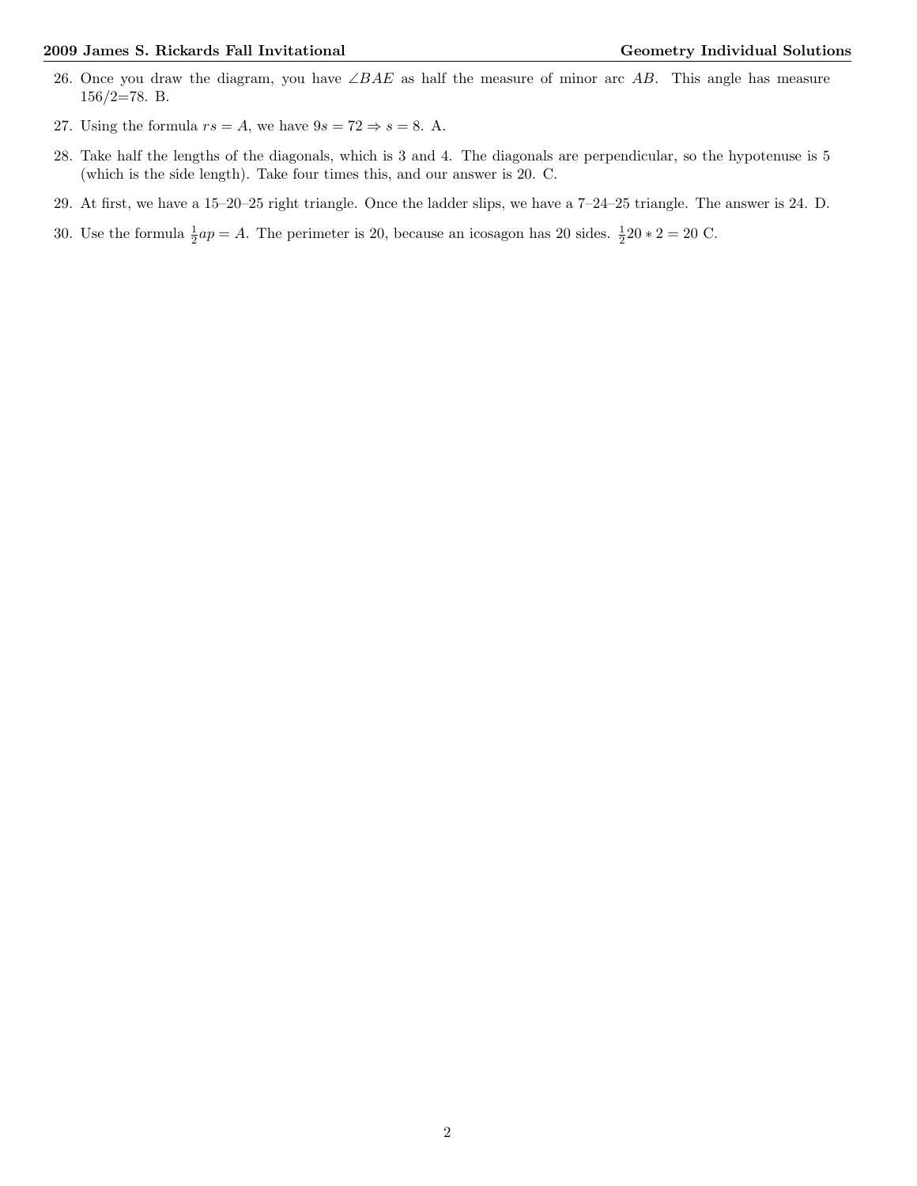26. Once you draw the diagram, you have $\angle BAE$ as half the measure of minor arc $AB$. This angle has measure 156/2=78. B.
27. Using the formula $rs = A$, we have $9s = 72 \Rightarrow s = 8$. A.
28. Take half the lengths of the diagonals, which is 3 and 4. The diagonals are perpendicular, so the hypotenuse is 5 (which is the side length). Take four times this, and our answer is 20. C.
29. At first, we have a 15–20–25 right triangle. Once the ladder slips, we have a 7–24–25 triangle. The answer is 24. D.
30. Use the formula $\frac{1}{2}ap = A$. The perimeter is 20, because an icosagon has 20 sides. $\frac{1}{2}20 * 2 = 20$ C.